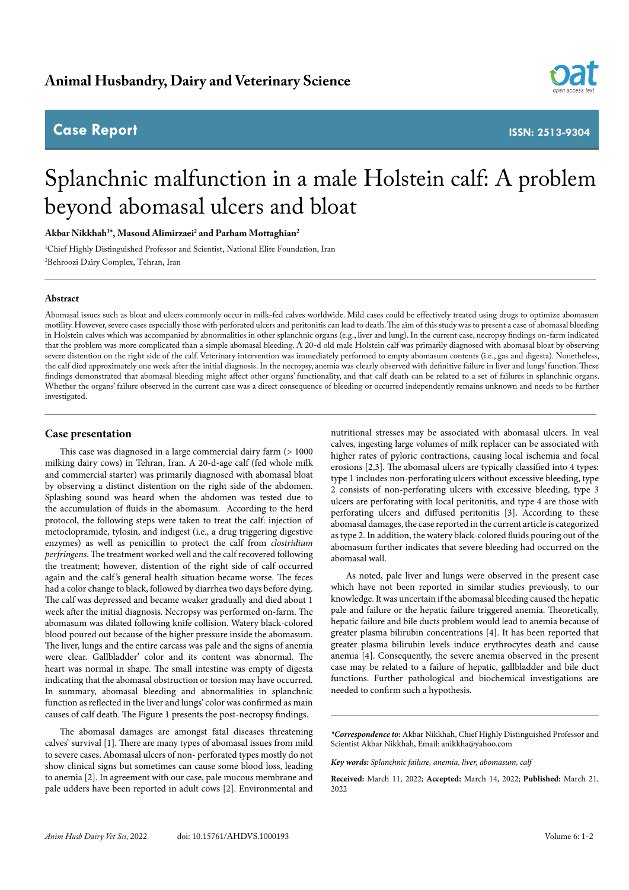Animal Husbandry, Dairy and Veterinary Science

**Case Report**

**ISSN: 2513-9304**

# Splanchnic malfunction in a male Holstein calf: A problem beyond abomasal ulcers and bloat

**Akbar Nikkhah[1]*, Masoud Alimirzaei[2] and Parham Mottaghian[2]**

[1]Chief Highly Distinguished Professor and Scientist, National Elite Foundation, Iran

[2]Behroozi Dairy Complex, Tehran, Iran

## Abstract

Abomasal issues such as bloat and ulcers commonly occur in milk-fed calves worldwide. Mild cases could be effectively treated using drugs to optimize abomasum motility. However, severe cases especially those with perforated ulcers and peritonitis can lead to death. The aim of this study was to present a case of abomasal bleeding in Holstein calves which was accompanied by abnormalities in other splanchnic organs (e.g., liver and lung). In the current case, necropsy findings on-farm indicated that the problem was more complicated than a simple abomasal bleeding. A 20-d old male Holstein calf was primarily diagnosed with abomasal bloat by observing severe distention on the right side of the calf. Veterinary intervention was immediately performed to empty abomasum contents (i.e., gas and digesta). Nonetheless, the calf died approximately one week after the initial diagnosis. In the necropsy, anemia was clearly observed with definitive failure in liver and lungs' function. These findings demonstrated that abomasal bleeding might affect other organs' functionality, and that calf death can be related to a set of failures in splanchnic organs. Whether the organs' failure observed in the current case was a direct consequence of bleeding or occurred independently remains unknown and needs to be further investigated.

## Case presentation

This case was diagnosed in a large commercial dairy farm (> 1000 milking dairy cows) in Tehran, Iran. A 20-d-age calf (fed whole milk and commercial starter) was primarily diagnosed with abomasal bloat by observing a distinct distention on the right side of the abdomen. Splashing sound was heard when the abdomen was tested due to the accumulation of fluids in the abomasum. According to the herd protocol, the following steps were taken to treat the calf: injection of metoclopramide, tylosin, and indigest (i.e., a drug triggering digestive enzymes) as well as penicillin to protect the calf from *clostridium perfringens*. The treatment worked well and the calf recovered following the treatment; however, distention of the right side of calf occurred again and the calf's general health situation became worse. The feces had a color change to black, followed by diarrhea two days before dying. The calf was depressed and became weaker gradually and died about 1 week after the initial diagnosis. Necropsy was performed on-farm. The abomasum was dilated following knife collision. Watery black-colored blood poured out because of the higher pressure inside the abomasum. The liver, lungs and the entire carcass was pale and the signs of anemia were clear. Gallbladder' color and its content was abnormal. The heart was normal in shape. The small intestine was empty of digesta indicating that the abomasal obstruction or torsion may have occurred. In summary, abomasal bleeding and abnormalities in splanchnic function as reflected in the liver and lungs' color was confirmed as main causes of calf death. The Figure 1 presents the post-necropsy findings.

The abomasal damages are amongst fatal diseases threatening calves' survival [1]. There are many types of abomasal issues from mild to severe cases. Abomasal ulcers of non- perforated types mostly do not show clinical signs but sometimes can cause some blood loss, leading to anemia [2]. In agreement with our case, pale mucous membrane and pale udders have been reported in adult cows [2]. Environmental and nutritional stresses may be associated with abomasal ulcers. In veal calves, ingesting large volumes of milk replacer can be associated with higher rates of pyloric contractions, causing local ischemia and focal erosions [2,3]. The abomasal ulcers are typically classified into 4 types: type 1 includes non-perforating ulcers without excessive bleeding, type 2 consists of non-perforating ulcers with excessive bleeding, type 3 ulcers are perforating with local peritonitis, and type 4 are those with perforating ulcers and diffused peritonitis [3]. According to these abomasal damages, the case reported in the current article is categorized as type 2. In addition, the watery black-colored fluids pouring out of the abomasum further indicates that severe bleeding had occurred on the abomasal wall.

As noted, pale liver and lungs were observed in the present case which have not been reported in similar studies previously, to our knowledge. It was uncertain if the abomasal bleeding caused the hepatic pale and failure or the hepatic failure triggered anemia. Theoretically, hepatic failure and bile ducts problem would lead to anemia because of greater plasma bilirubin concentrations [4]. It has been reported that greater plasma bilirubin levels induce erythrocytes death and cause anemia [4]. Consequently, the severe anemia observed in the present case may be related to a failure of hepatic, gallbladder and bile duct functions. Further pathological and biochemical investigations are needed to confirm such a hypothesis.

***Correspondence to:*** Akbar Nikkhah, Chief Highly Distinguished Professor and Scientist Akbar Nikkhah, Email: anikkha@yahoo.com

***Key words:*** *Splanchnic failure, anemia, liver, abomasum, calf*

**Received:** March 11, 2022; **Accepted:** March 14, 2022; **Published:** March 21, 2022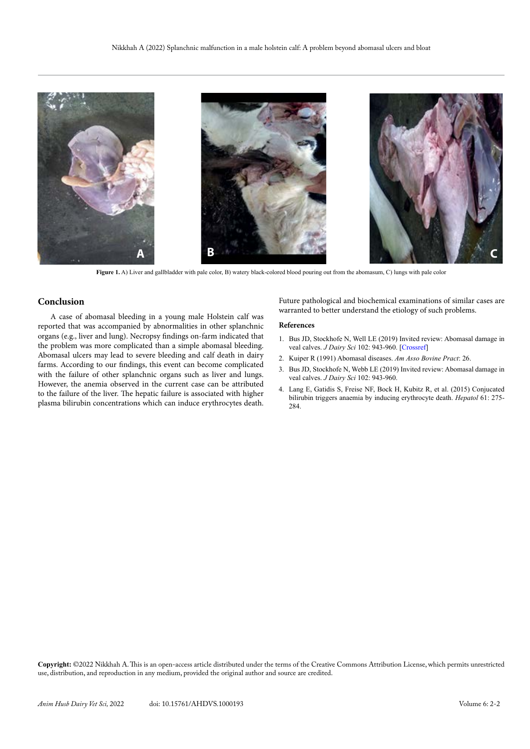Figure 1. A) Liver and gallbladder with pale color, B) watery black-colored blood pouring out from the abomasum, C) lungs with pale color

## Conclusion

A case of abomasal bleeding in a young male Holstein calf was reported that was accompanied by abnormalities in other splanchnic organs (e.g., liver and lung). Necropsy findings on-farm indicated that the problem was more complicated than a simple abomasal bleeding. Abomasal ulcers may lead to severe bleeding and calf death in dairy farms. According to our findings, this event can become complicated with the failure of other splanchnic organs such as liver and lungs. However, the anemia observed in the current case can be attributed to the failure of the liver. The hepatic failure is associated with higher plasma bilirubin concentrations which can induce erythrocytes death. Future pathological and biochemical examinations of similar cases are warranted to better understand the etiology of such problems.

### References

1. Bus JD, Stockhofe N, Well LE (2019) Invited review: Abomasal damage in veal calves. *J Dairy Sci* 102: 943-960. [Crossref]
2. Kuiper R (1991) Abomasal diseases. *Am Asso Bovine Pract*: 26.
3. Bus JD, Stockhofe N, Webb LE (2019) Invited review: Abomasal damage in veal calves. *J Dairy Sci* 102: 943-960.
4. Lang E, Gatidis S, Freise NF, Bock H, Kubitz R, et al. (2015) Conjucated bilirubin triggers anaemia by inducing erythrocyte death. *Hepatol* 61: 275-284.

**Copyright:** ©2022 Nikkhah A. This is an open-access article distributed under the terms of the Creative Commons Attribution License, which permits unrestricted use, distribution, and reproduction in any medium, provided the original author and source are credited.